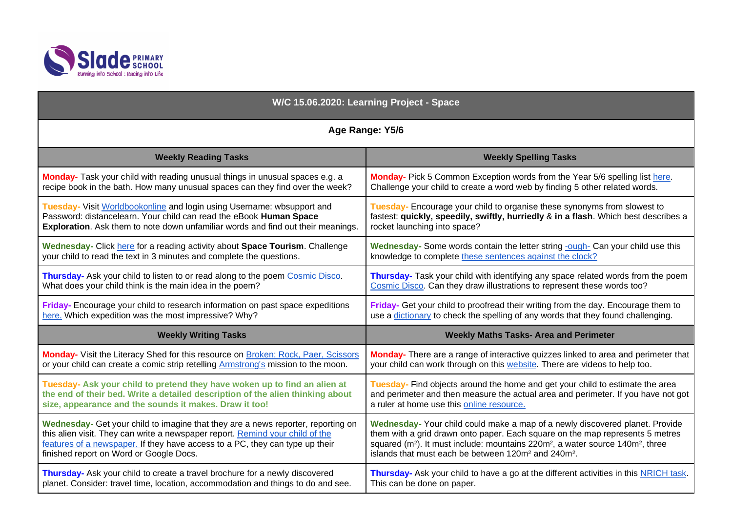Slade PRIMARY SCHOOL
Running into School : Racing into Life

| W/C 15.06.2020: Learning Project - Space | |
|---|---|
| **Age Range: Y5/6** | |
| **Weekly Reading Tasks** | **Weekly Spelling Tasks** |
| **Monday-** Task your child with reading unusual things in unusual spaces e.g. a recipe book in the bath. How many unusual spaces can they find over the week? | **Monday-** Pick 5 Common Exception words from the Year 5/6 spelling list here. Challenge your child to create a word web by finding 5 other related words. |
| **Tuesday-** Visit Worldbookonline and login using Username: wbsupport and Password: distancelearn. Your child can read the eBook **Human Space Exploration**. Ask them to note down unfamiliar words and find out their meanings. | **Tuesday-** Encourage your child to organise these synonyms from slowest to fastest: **quickly, speedily, swiftly, hurriedly** & **in a flash**. Which best describes a rocket launching into space? |
| **Wednesday-** Click here for a reading activity about **Space Tourism**. Challenge your child to read the text in 3 minutes and complete the questions. | **Wednesday-** Some words contain the letter string -ough- Can your child use this knowledge to complete these sentences against the clock? |
| **Thursday-** Ask your child to listen to or read along to the poem Cosmic Disco. What does your child think is the main idea in the poem? | **Thursday-** Task your child with identifying any space related words from the poem Cosmic Disco. Can they draw illustrations to represent these words too? |
| **Friday-** Encourage your child to research information on past space expeditions here. Which expedition was the most impressive? Why? | **Friday-** Get your child to proofread their writing from the day. Encourage them to use a dictionary to check the spelling of any words that they found challenging. |
| **Weekly Writing Tasks** | **Weekly Maths Tasks- Area and Perimeter** |
| **Monday-** Visit the Literacy Shed for this resource on Broken: Rock, Paer, Scissors or your child can create a comic strip retelling Armstrong's mission to the moon. | **Monday-** There are a range of interactive quizzes linked to area and perimeter that your child can work through on this website. There are videos to help too. |
| **Tuesday- Ask your child to pretend they have woken up to find an alien at the end of their bed. Write a detailed description of the alien thinking about size, appearance and the sounds it makes. Draw it too!** | **Tuesday-** Find objects around the home and get your child to estimate the area and perimeter and then measure the actual area and perimeter. If you have not got a ruler at home use this online resource. |
| **Wednesday-** Get your child to imagine that they are a news reporter, reporting on this alien visit. They can write a newspaper report. Remind your child of the features of a newspaper. If they have access to a PC, they can type up their finished report on Word or Google Docs. | **Wednesday-** Your child could make a map of a newly discovered planet. Provide them with a grid drawn onto paper. Each square on the map represents 5 metres squared ($m^2$). It must include: mountains 220$m^2$, a water source 140$m^2$, three islands that must each be between 120$m^2$ and 240$m^2$. |
| **Thursday-** Ask your child to create a travel brochure for a newly discovered planet. Consider: travel time, location, accommodation and things to do and see. | **Thursday-** Ask your child to have a go at the different activities in this NRICH task. This can be done on paper. |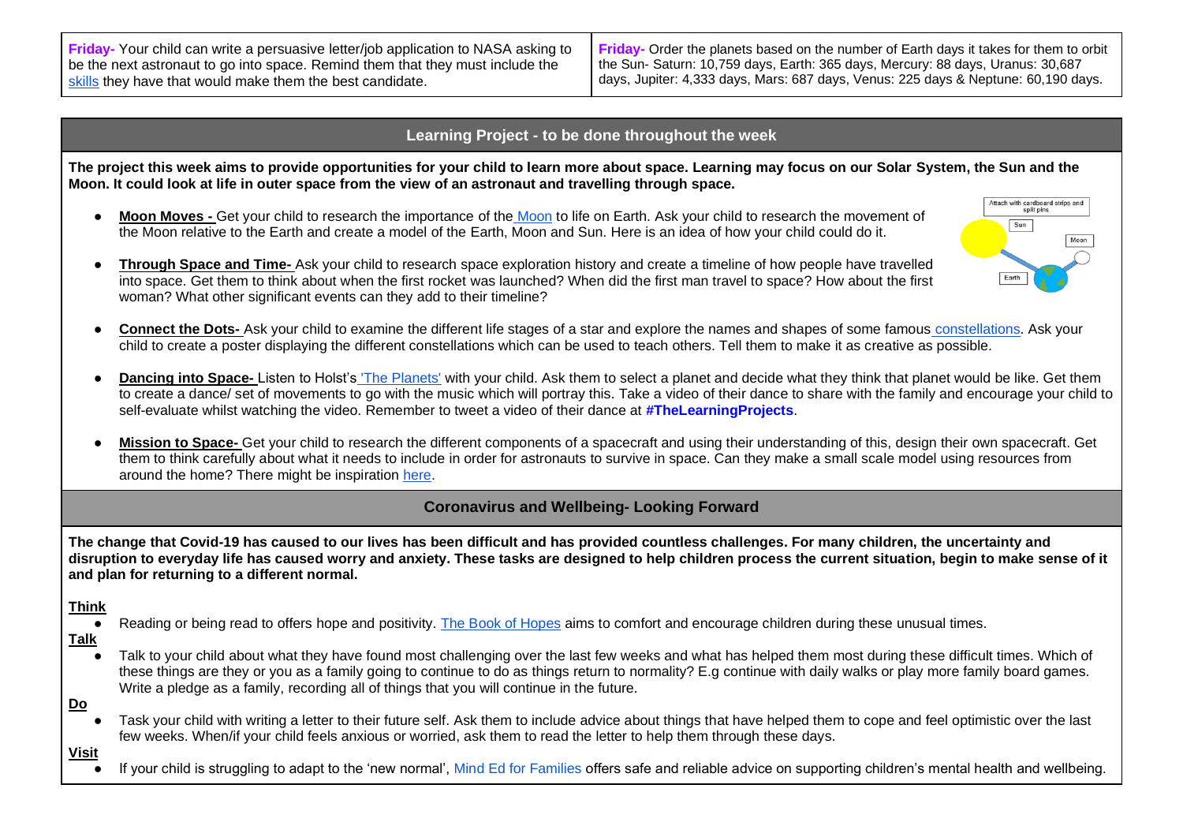| | |
|---|---|
| **Friday-** Your child can write a persuasive letter/job application to NASA asking to be the next astronaut to go into space. Remind them that they must include the skills they have that would make them the best candidate. | **Friday-** Order the planets based on the number of Earth days it takes for them to orbit the Sun- Saturn: 10,759 days, Earth: 365 days, Mercury: 88 days, Uranus: 30,687 days, Jupiter: 4,333 days, Mars: 687 days, Venus: 225 days & Neptune: 60,190 days. |

## Learning Project - to be done throughout the week

**The project this week aims to provide opportunities for your child to learn more about space. Learning may focus on our Solar System, the Sun and the Moon. It could look at life in outer space from the view of an astronaut and travelling through space.**

- **Moon Moves -** Get your child to research the importance of the Moon to life on Earth. Ask your child to research the movement of the Moon relative to the Earth and create a model of the Earth, Moon and Sun. Here is an idea of how your child could do it.

  Attach with cardboard strips and split pins — Sun — Moon — Earth

- **Through Space and Time-** Ask your child to research space exploration history and create a timeline of how people have travelled into space. Get them to think about when the first rocket was launched? When did the first man travel to space? How about the first woman? What other significant events can they add to their timeline?
- **Connect the Dots-** Ask your child to examine the different life stages of a star and explore the names and shapes of some famous constellations. Ask your child to create a poster displaying the different constellations which can be used to teach others. Tell them to make it as creative as possible.
- **Dancing into Space-** Listen to Holst's 'The Planets' with your child. Ask them to select a planet and decide what they think that planet would be like. Get them to create a dance/ set of movements to go with the music which will portray this. Take a video of their dance to share with the family and encourage your child to self-evaluate whilst watching the video. Remember to tweet a video of their dance at **#TheLearningProjects**.
- **Mission to Space-** Get your child to research the different components of a spacecraft and using their understanding of this, design their own spacecraft. Get them to think carefully about what it needs to include in order for astronauts to survive in space. Can they make a small scale model using resources from around the home? There might be inspiration here.

## Coronavirus and Wellbeing- Looking Forward

**The change that Covid-19 has caused to our lives has been difficult and has provided countless challenges. For many children, the uncertainty and disruption to everyday life has caused worry and anxiety. These tasks are designed to help children process the current situation, begin to make sense of it and plan for returning to a different normal.**

**Think**

- Reading or being read to offers hope and positivity. The Book of Hopes aims to comfort and encourage children during these unusual times.

**Talk**

- Talk to your child about what they have found most challenging over the last few weeks and what has helped them most during these difficult times. Which of these things are they or you as a family going to continue to do as things return to normality? E.g continue with daily walks or play more family board games. Write a pledge as a family, recording all of things that you will continue in the future.

**Do**

- Task your child with writing a letter to their future self. Ask them to include advice about things that have helped them to cope and feel optimistic over the last few weeks. When/if your child feels anxious or worried, ask them to read the letter to help them through these days.

**Visit**

- If your child is struggling to adapt to the 'new normal', Mind Ed for Families offers safe and reliable advice on supporting children's mental health and wellbeing.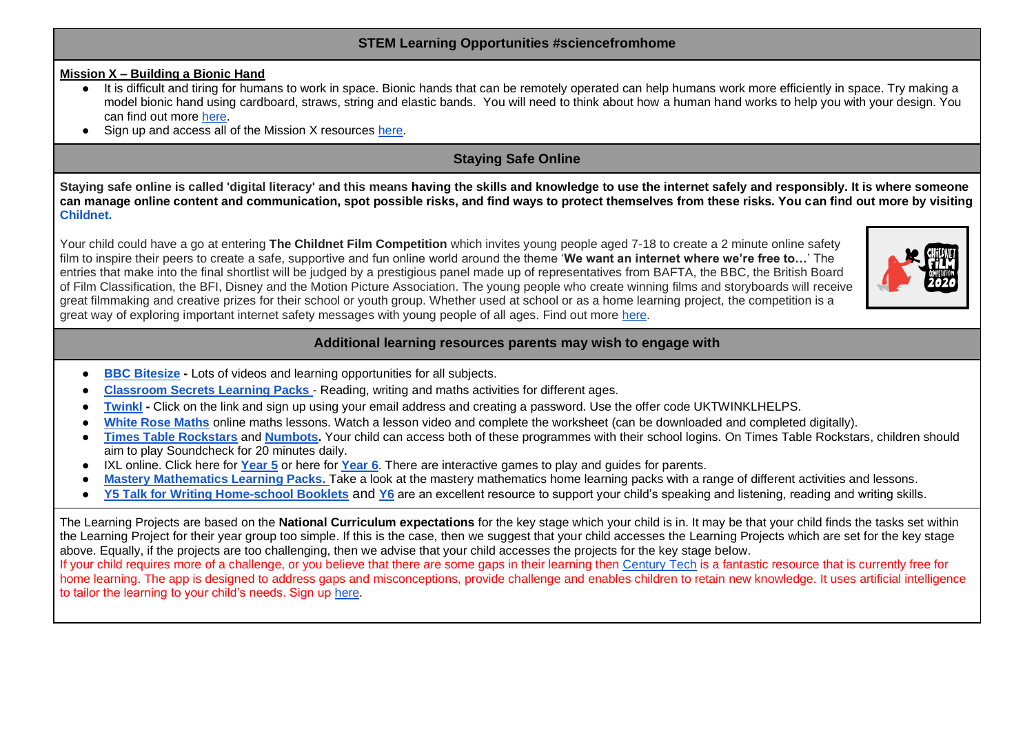## STEM Learning Opportunities #sciencefromhome

**Mission X – Building a Bionic Hand**

- It is difficult and tiring for humans to work in space. Bionic hands that can be remotely operated can help humans work more efficiently in space. Try making a model bionic hand using cardboard, straws, string and elastic bands. You will need to think about how a human hand works to help you with your design. You can find out more here.
- Sign up and access all of the Mission X resources here.

## Staying Safe Online

**Staying safe online is called 'digital literacy' and this means having the skills and knowledge to use the internet safely and responsibly. It is where someone can manage online content and communication, spot possible risks, and find ways to protect themselves from these risks. You can find out more by visiting Childnet.**

Your child could have a go at entering **The Childnet Film Competition** which invites young people aged 7-18 to create a 2 minute online safety film to inspire their peers to create a safe, supportive and fun online world around the theme '**We want an internet where we're free to…**' The entries that make into the final shortlist will be judged by a prestigious panel made up of representatives from BAFTA, the BBC, the British Board of Film Classification, the BFI, Disney and the Motion Picture Association. The young people who create winning films and storyboards will receive great filmmaking and creative prizes for their school or youth group. Whether used at school or as a home learning project, the competition is a great way of exploring important internet safety messages with young people of all ages. Find out more here.

## Additional learning resources parents may wish to engage with

- **BBC Bitesize -** Lots of videos and learning opportunities for all subjects.
- **Classroom Secrets Learning Packs** - Reading, writing and maths activities for different ages.
- **Twinkl -** Click on the link and sign up using your email address and creating a password. Use the offer code UKTWINKLHELPS.
- **White Rose Maths** online maths lessons. Watch a lesson video and complete the worksheet (can be downloaded and completed digitally).
- **Times Table Rockstars** and **Numbots.** Your child can access both of these programmes with their school logins. On Times Table Rockstars, children should aim to play Soundcheck for 20 minutes daily.
- IXL online. Click here for **Year 5** or here for **Year 6**. There are interactive games to play and guides for parents.
- **Mastery Mathematics Learning Packs.** Take a look at the mastery mathematics home learning packs with a range of different activities and lessons.
- **Y5 Talk for Writing Home-school Booklets** and **Y6** are an excellent resource to support your child's speaking and listening, reading and writing skills.

The Learning Projects are based on the **National Curriculum expectations** for the key stage which your child is in. It may be that your child finds the tasks set within the Learning Project for their year group too simple. If this is the case, then we suggest that your child accesses the Learning Projects which are set for the key stage above. Equally, if the projects are too challenging, then we advise that your child accesses the projects for the key stage below.
If your child requires more of a challenge, or you believe that there are some gaps in their learning then Century Tech is a fantastic resource that is currently free for home learning. The app is designed to address gaps and misconceptions, provide challenge and enables children to retain new knowledge. It uses artificial intelligence to tailor the learning to your child's needs. Sign up here.